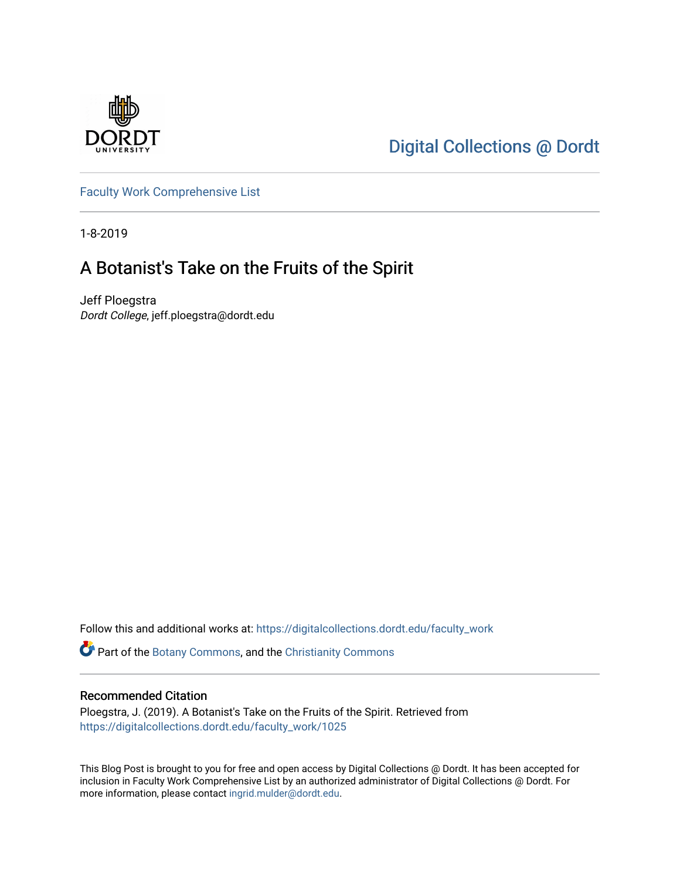DORDT UNIVERSITY

Digital Collections @ Dordt

Faculty Work Comprehensive List

1-8-2019

# A Botanist's Take on the Fruits of the Spirit

Jeff Ploegstra
*Dordt College*, jeff.ploegstra@dordt.edu

Follow this and additional works at: https://digitalcollections.dordt.edu/faculty_work

Part of the Botany Commons, and the Christianity Commons

## Recommended Citation

Ploegstra, J. (2019). A Botanist's Take on the Fruits of the Spirit. Retrieved from https://digitalcollections.dordt.edu/faculty_work/1025

This Blog Post is brought to you for free and open access by Digital Collections @ Dordt. It has been accepted for inclusion in Faculty Work Comprehensive List by an authorized administrator of Digital Collections @ Dordt. For more information, please contact ingrid.mulder@dordt.edu.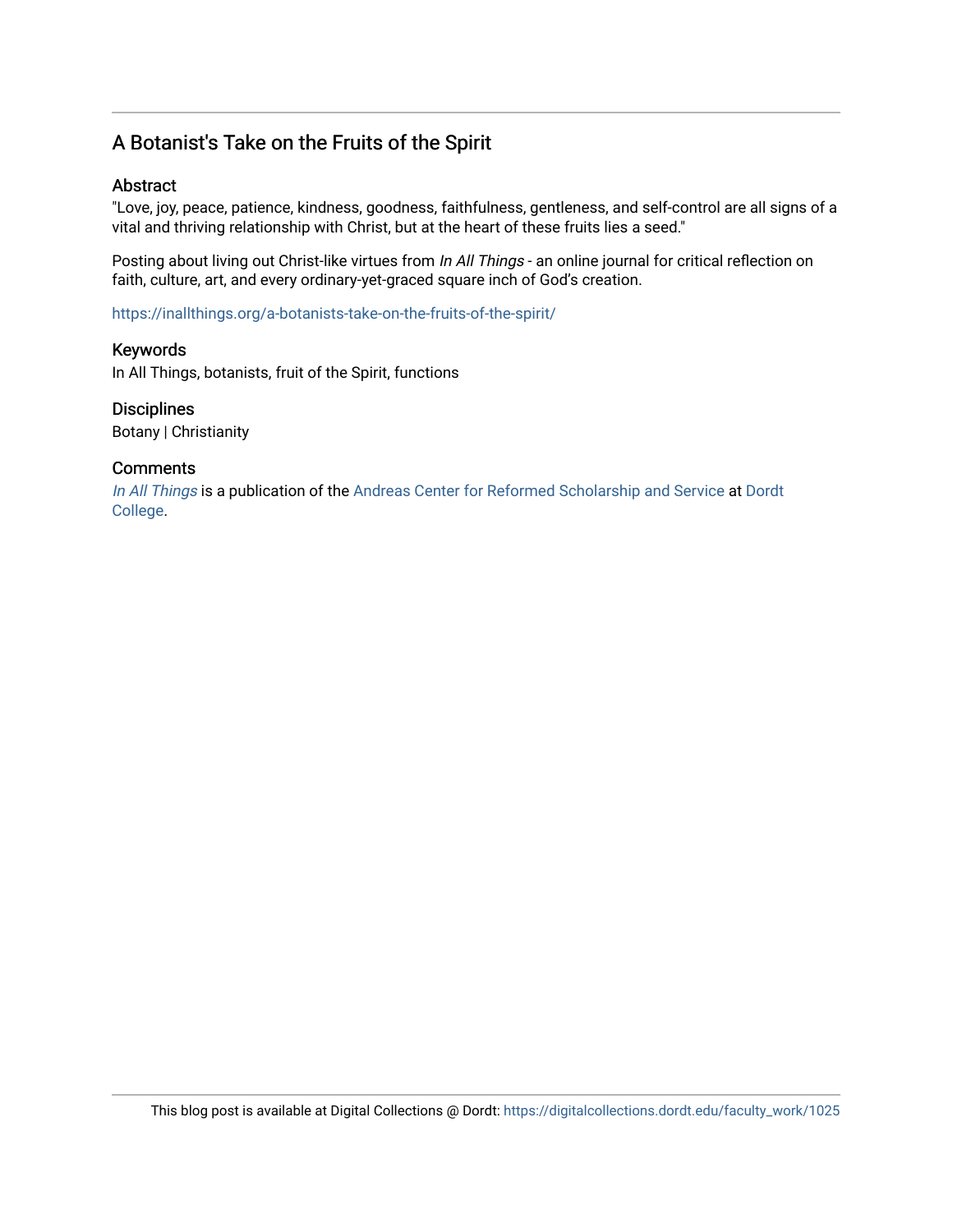## A Botanist's Take on the Fruits of the Spirit

### Abstract

"Love, joy, peace, patience, kindness, goodness, faithfulness, gentleness, and self-control are all signs of a vital and thriving relationship with Christ, but at the heart of these fruits lies a seed."

Posting about living out Christ-like virtues from *In All Things* - an online journal for critical reflection on faith, culture, art, and every ordinary-yet-graced square inch of God's creation.

https://inallthings.org/a-botanists-take-on-the-fruits-of-the-spirit/

### Keywords

In All Things, botanists, fruit of the Spirit, functions

### Disciplines

Botany | Christianity

### Comments

*In All Things* is a publication of the Andreas Center for Reformed Scholarship and Service at Dordt College.

This blog post is available at Digital Collections @ Dordt: https://digitalcollections.dordt.edu/faculty_work/1025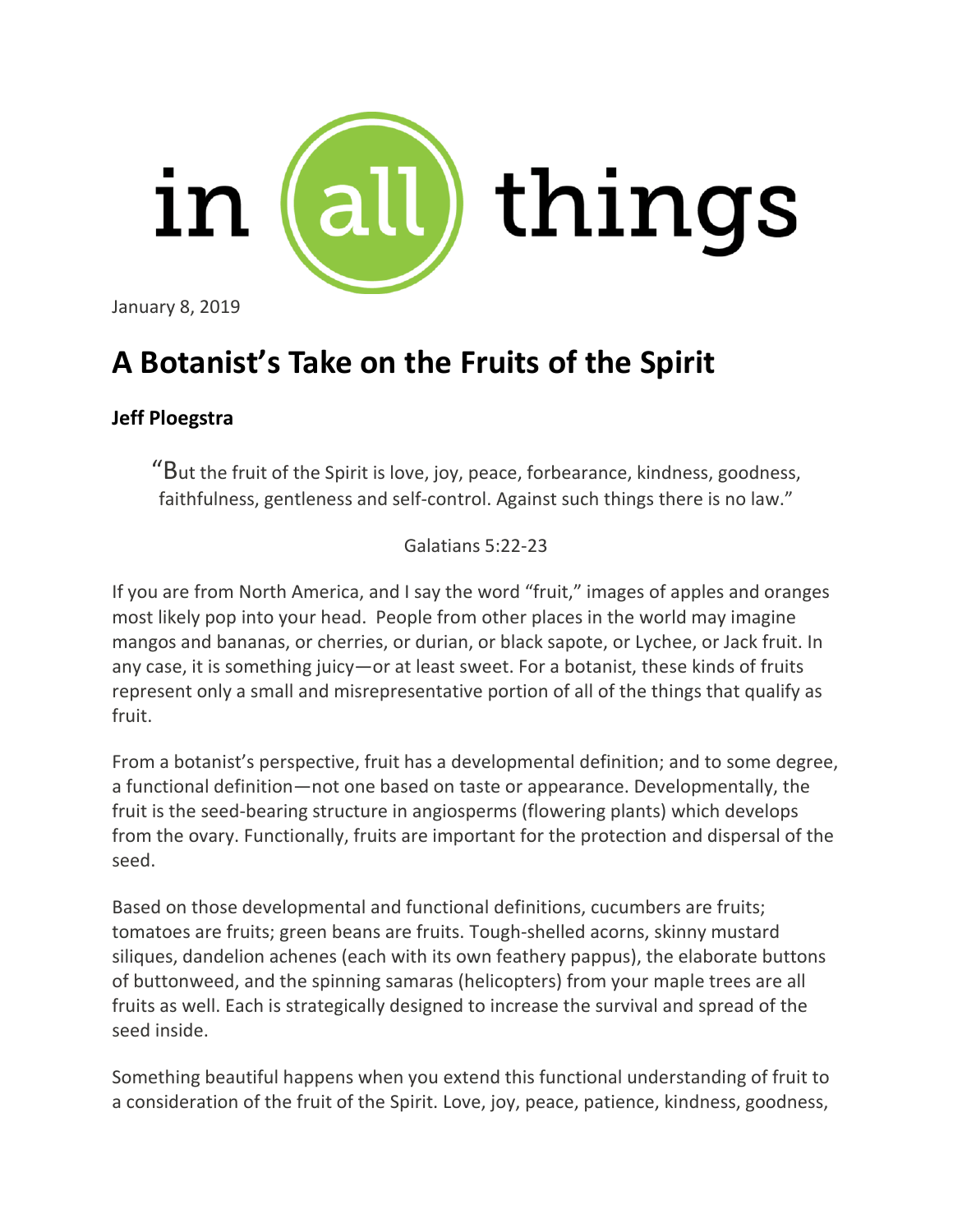# in all things

January 8, 2019

## A Botanist's Take on the Fruits of the Spirit

**Jeff Ploegstra**

> "But the fruit of the Spirit is love, joy, peace, forbearance, kindness, goodness, faithfulness, gentleness and self-control. Against such things there is no law."
>
> Galatians 5:22-23

If you are from North America, and I say the word "fruit," images of apples and oranges most likely pop into your head. People from other places in the world may imagine mangos and bananas, or cherries, or durian, or black sapote, or Lychee, or Jack fruit. In any case, it is something juicy—or at least sweet. For a botanist, these kinds of fruits represent only a small and misrepresentative portion of all of the things that qualify as fruit.

From a botanist's perspective, fruit has a developmental definition; and to some degree, a functional definition—not one based on taste or appearance. Developmentally, the fruit is the seed-bearing structure in angiosperms (flowering plants) which develops from the ovary. Functionally, fruits are important for the protection and dispersal of the seed.

Based on those developmental and functional definitions, cucumbers are fruits; tomatoes are fruits; green beans are fruits. Tough-shelled acorns, skinny mustard siliques, dandelion achenes (each with its own feathery pappus), the elaborate buttons of buttonweed, and the spinning samaras (helicopters) from your maple trees are all fruits as well. Each is strategically designed to increase the survival and spread of the seed inside.

Something beautiful happens when you extend this functional understanding of fruit to a consideration of the fruit of the Spirit. Love, joy, peace, patience, kindness, goodness,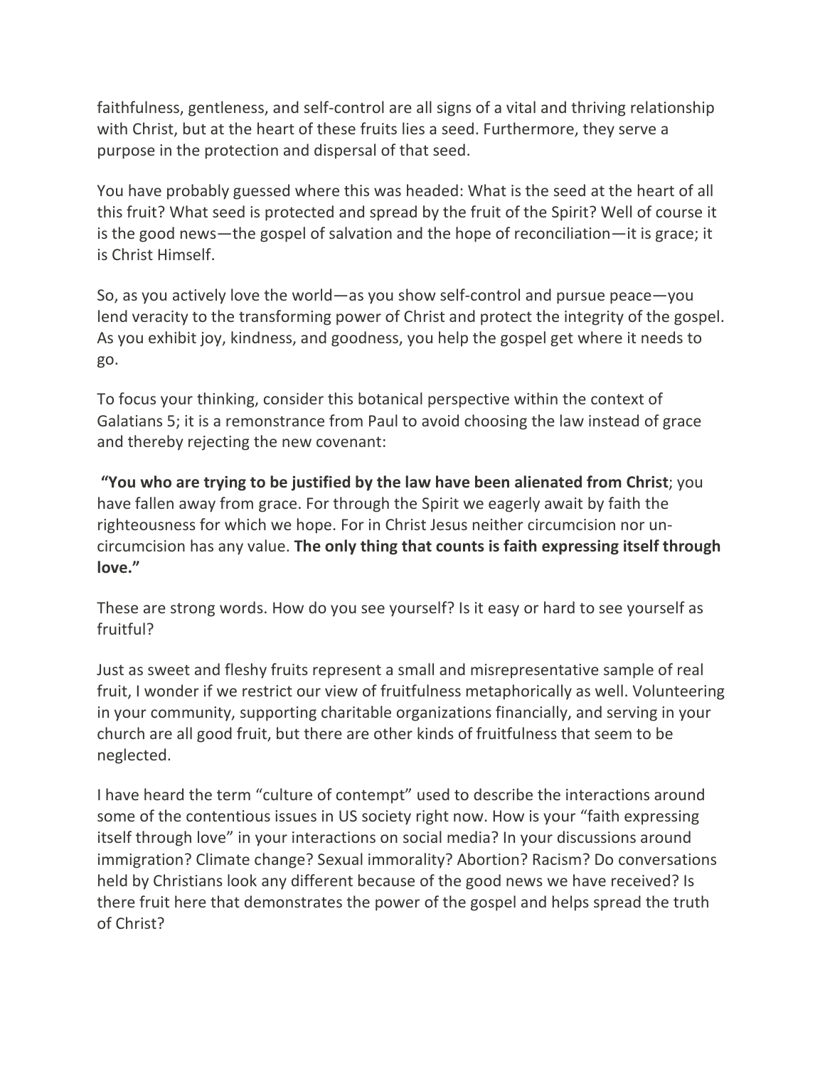faithfulness, gentleness, and self-control are all signs of a vital and thriving relationship with Christ, but at the heart of these fruits lies a seed. Furthermore, they serve a purpose in the protection and dispersal of that seed.

You have probably guessed where this was headed: What is the seed at the heart of all this fruit? What seed is protected and spread by the fruit of the Spirit? Well of course it is the good news—the gospel of salvation and the hope of reconciliation—it is grace; it is Christ Himself.

So, as you actively love the world—as you show self-control and pursue peace—you lend veracity to the transforming power of Christ and protect the integrity of the gospel. As you exhibit joy, kindness, and goodness, you help the gospel get where it needs to go.

To focus your thinking, consider this botanical perspective within the context of Galatians 5; it is a remonstrance from Paul to avoid choosing the law instead of grace and thereby rejecting the new covenant:

**"You who are trying to be justified by the law have been alienated from Christ**; you have fallen away from grace. For through the Spirit we eagerly await by faith the righteousness for which we hope. For in Christ Jesus neither circumcision nor un-circumcision has any value. **The only thing that counts is faith expressing itself through love."**

These are strong words. How do you see yourself? Is it easy or hard to see yourself as fruitful?

Just as sweet and fleshy fruits represent a small and misrepresentative sample of real fruit, I wonder if we restrict our view of fruitfulness metaphorically as well. Volunteering in your community, supporting charitable organizations financially, and serving in your church are all good fruit, but there are other kinds of fruitfulness that seem to be neglected.

I have heard the term "culture of contempt" used to describe the interactions around some of the contentious issues in US society right now. How is your "faith expressing itself through love" in your interactions on social media? In your discussions around immigration? Climate change? Sexual immorality? Abortion? Racism? Do conversations held by Christians look any different because of the good news we have received? Is there fruit here that demonstrates the power of the gospel and helps spread the truth of Christ?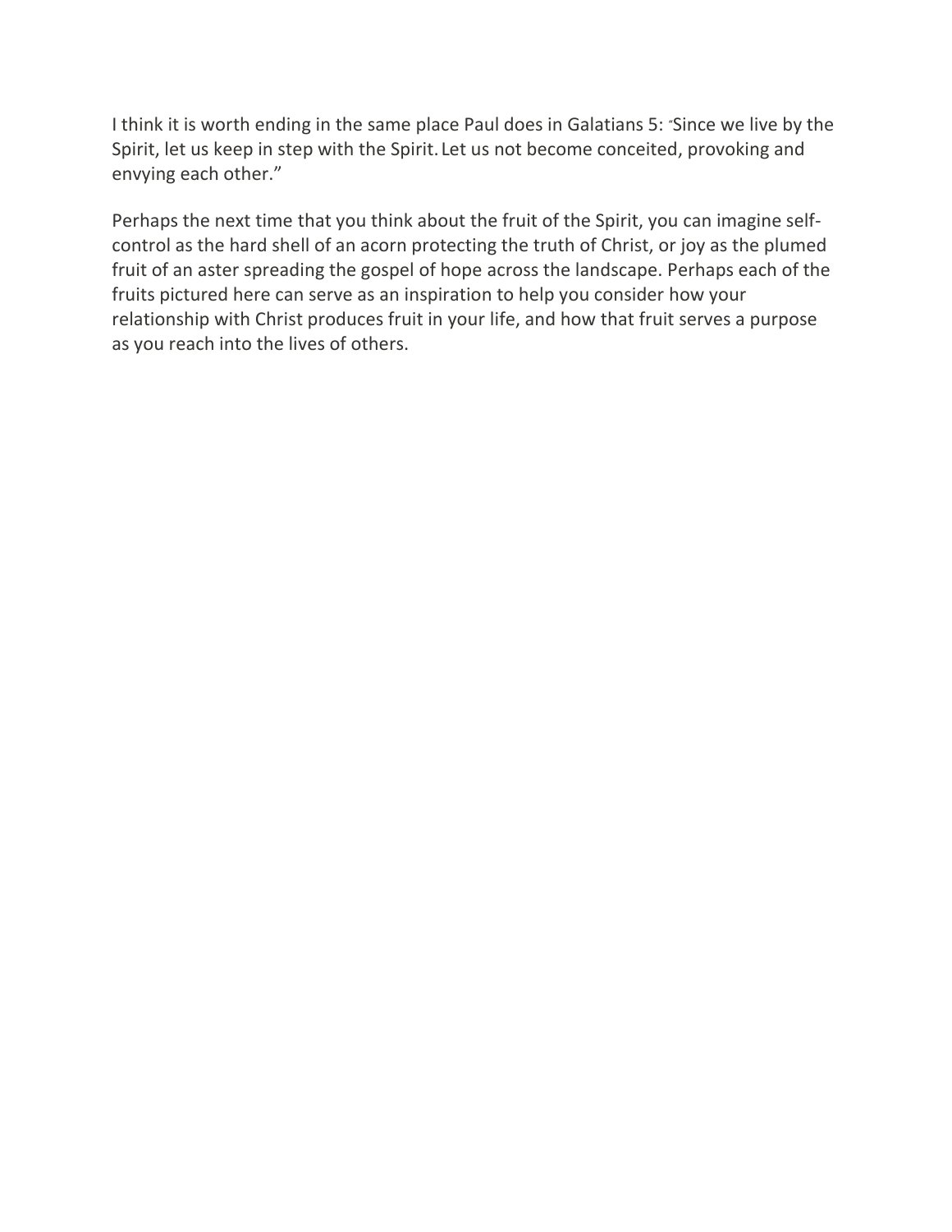I think it is worth ending in the same place Paul does in Galatians 5: "Since we live by the Spirit, let us keep in step with the Spirit. Let us not become conceited, provoking and envying each other."

Perhaps the next time that you think about the fruit of the Spirit, you can imagine self-control as the hard shell of an acorn protecting the truth of Christ, or joy as the plumed fruit of an aster spreading the gospel of hope across the landscape. Perhaps each of the fruits pictured here can serve as an inspiration to help you consider how your relationship with Christ produces fruit in your life, and how that fruit serves a purpose as you reach into the lives of others.